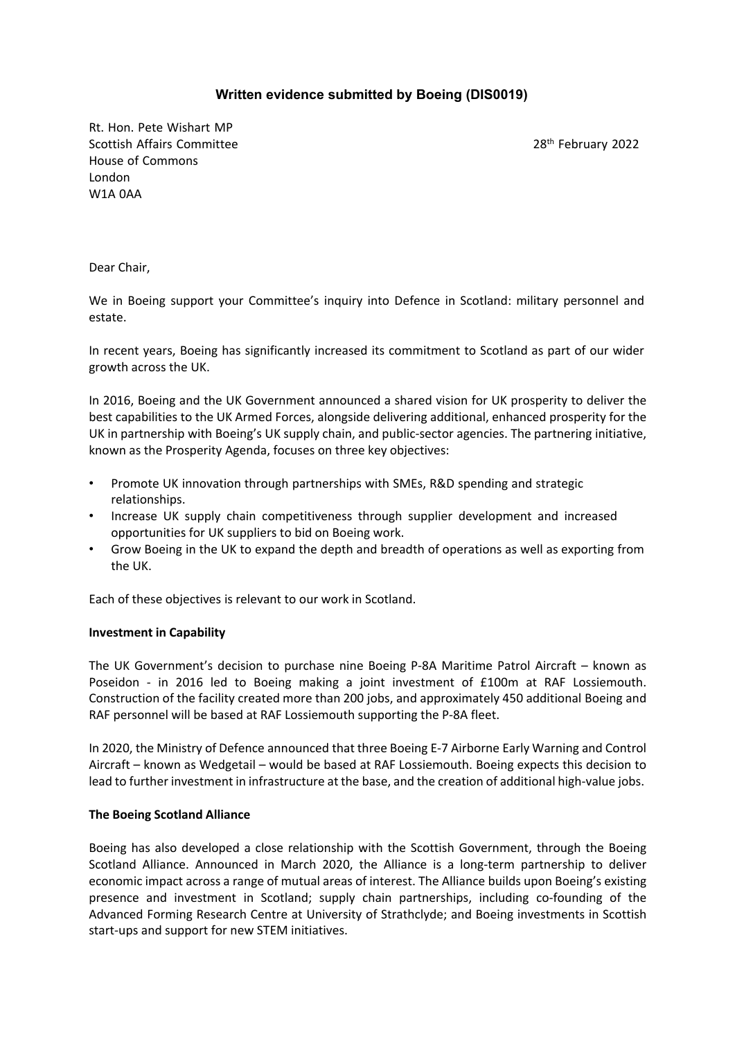# Written evidence submitted by Boeing (DIS0019)

Rt. Hon. Pete Wishart MP
Scottish Affairs Committee
House of Commons
London
W1A 0AA

28th February 2022

Dear Chair,

We in Boeing support your Committee's inquiry into Defence in Scotland: military personnel and estate.

In recent years, Boeing has significantly increased its commitment to Scotland as part of our wider growth across the UK.

In 2016, Boeing and the UK Government announced a shared vision for UK prosperity to deliver the best capabilities to the UK Armed Forces, alongside delivering additional, enhanced prosperity for the UK in partnership with Boeing's UK supply chain, and public-sector agencies. The partnering initiative, known as the Prosperity Agenda, focuses on three key objectives:

- Promote UK innovation through partnerships with SMEs, R&D spending and strategic relationships.
- Increase UK supply chain competitiveness through supplier development and increased opportunities for UK suppliers to bid on Boeing work.
- Grow Boeing in the UK to expand the depth and breadth of operations as well as exporting from the UK.

Each of these objectives is relevant to our work in Scotland.

**Investment in Capability**

The UK Government's decision to purchase nine Boeing P-8A Maritime Patrol Aircraft – known as Poseidon - in 2016 led to Boeing making a joint investment of £100m at RAF Lossiemouth. Construction of the facility created more than 200 jobs, and approximately 450 additional Boeing and RAF personnel will be based at RAF Lossiemouth supporting the P-8A fleet.

In 2020, the Ministry of Defence announced that three Boeing E-7 Airborne Early Warning and Control Aircraft – known as Wedgetail – would be based at RAF Lossiemouth. Boeing expects this decision to lead to further investment in infrastructure at the base, and the creation of additional high-value jobs.

**The Boeing Scotland Alliance**

Boeing has also developed a close relationship with the Scottish Government, through the Boeing Scotland Alliance. Announced in March 2020, the Alliance is a long-term partnership to deliver economic impact across a range of mutual areas of interest. The Alliance builds upon Boeing's existing presence and investment in Scotland; supply chain partnerships, including co-founding of the Advanced Forming Research Centre at University of Strathclyde; and Boeing investments in Scottish start-ups and support for new STEM initiatives.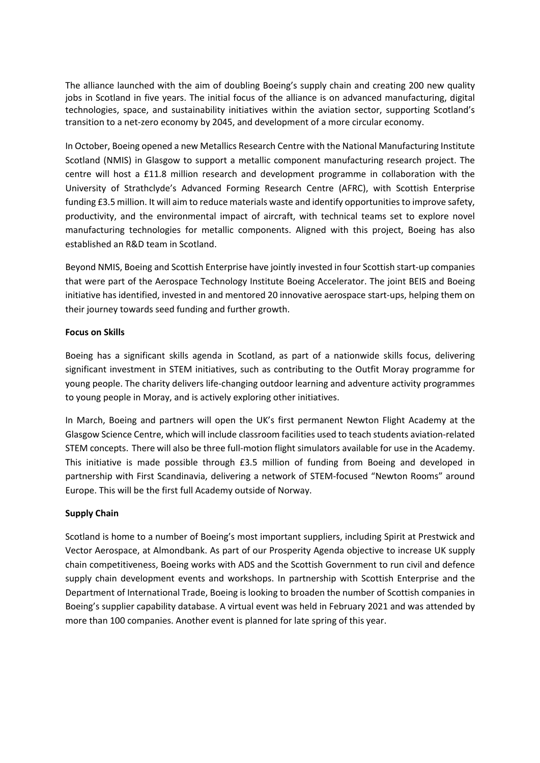The alliance launched with the aim of doubling Boeing's supply chain and creating 200 new quality jobs in Scotland in five years. The initial focus of the alliance is on advanced manufacturing, digital technologies, space, and sustainability initiatives within the aviation sector, supporting Scotland's transition to a net-zero economy by 2045, and development of a more circular economy.

In October, Boeing opened a new Metallics Research Centre with the National Manufacturing Institute Scotland (NMIS) in Glasgow to support a metallic component manufacturing research project. The centre will host a £11.8 million research and development programme in collaboration with the University of Strathclyde's Advanced Forming Research Centre (AFRC), with Scottish Enterprise funding £3.5 million. It will aim to reduce materials waste and identify opportunities to improve safety, productivity, and the environmental impact of aircraft, with technical teams set to explore novel manufacturing technologies for metallic components. Aligned with this project, Boeing has also established an R&D team in Scotland.

Beyond NMIS, Boeing and Scottish Enterprise have jointly invested in four Scottish start-up companies that were part of the Aerospace Technology Institute Boeing Accelerator. The joint BEIS and Boeing initiative has identified, invested in and mentored 20 innovative aerospace start-ups, helping them on their journey towards seed funding and further growth.

**Focus on Skills**

Boeing has a significant skills agenda in Scotland, as part of a nationwide skills focus, delivering significant investment in STEM initiatives, such as contributing to the Outfit Moray programme for young people. The charity delivers life-changing outdoor learning and adventure activity programmes to young people in Moray, and is actively exploring other initiatives.

In March, Boeing and partners will open the UK's first permanent Newton Flight Academy at the Glasgow Science Centre, which will include classroom facilities used to teach students aviation-related STEM concepts. There will also be three full-motion flight simulators available for use in the Academy. This initiative is made possible through £3.5 million of funding from Boeing and developed in partnership with First Scandinavia, delivering a network of STEM-focused "Newton Rooms" around Europe. This will be the first full Academy outside of Norway.

**Supply Chain**

Scotland is home to a number of Boeing's most important suppliers, including Spirit at Prestwick and Vector Aerospace, at Almondbank. As part of our Prosperity Agenda objective to increase UK supply chain competitiveness, Boeing works with ADS and the Scottish Government to run civil and defence supply chain development events and workshops. In partnership with Scottish Enterprise and the Department of International Trade, Boeing is looking to broaden the number of Scottish companies in Boeing's supplier capability database. A virtual event was held in February 2021 and was attended by more than 100 companies. Another event is planned for late spring of this year.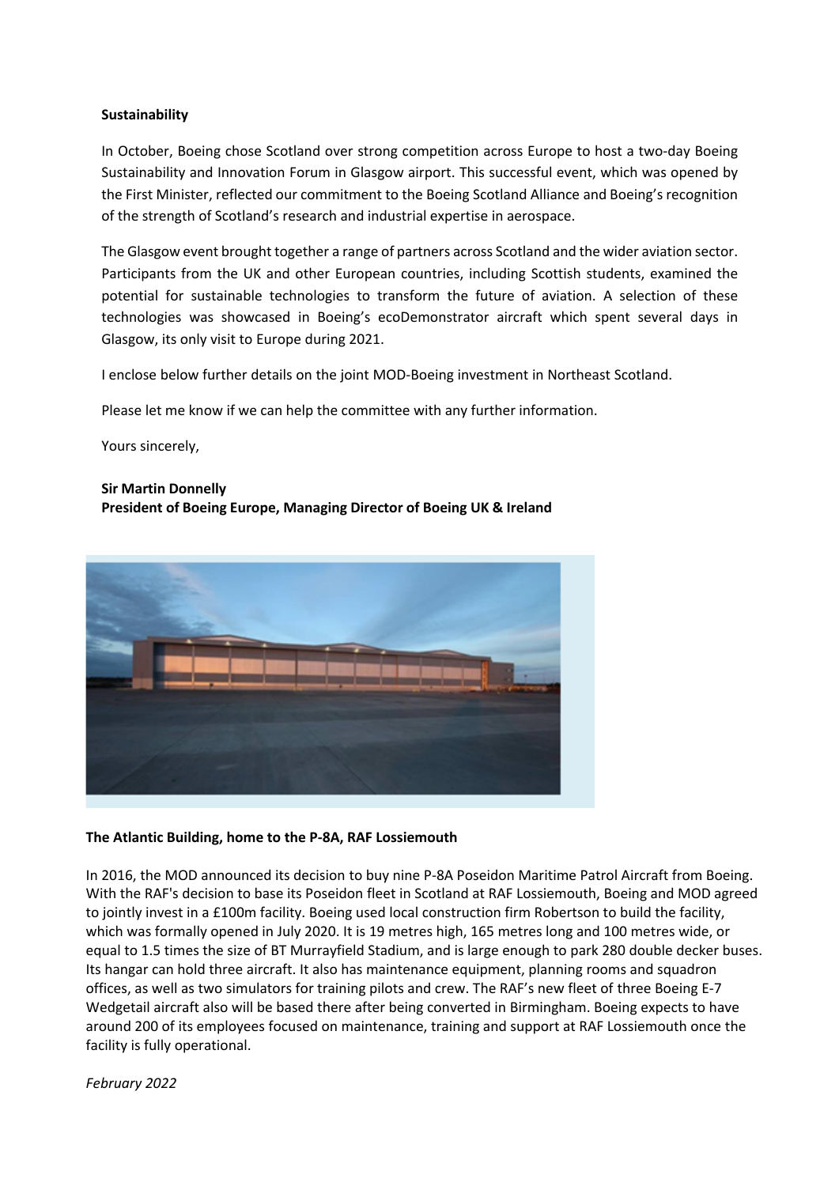**Sustainability**

In October, Boeing chose Scotland over strong competition across Europe to host a two-day Boeing Sustainability and Innovation Forum in Glasgow airport. This successful event, which was opened by the First Minister, reflected our commitment to the Boeing Scotland Alliance and Boeing's recognition of the strength of Scotland's research and industrial expertise in aerospace.

The Glasgow event brought together a range of partners across Scotland and the wider aviation sector. Participants from the UK and other European countries, including Scottish students, examined the potential for sustainable technologies to transform the future of aviation. A selection of these technologies was showcased in Boeing's ecoDemonstrator aircraft which spent several days in Glasgow, its only visit to Europe during 2021.

I enclose below further details on the joint MOD-Boeing investment in Northeast Scotland.

Please let me know if we can help the committee with any further information.

Yours sincerely,

**Sir Martin Donnelly**
**President of Boeing Europe, Managing Director of Boeing UK & Ireland**

**The Atlantic Building, home to the P-8A, RAF Lossiemouth**

In 2016, the MOD announced its decision to buy nine P-8A Poseidon Maritime Patrol Aircraft from Boeing. With the RAF's decision to base its Poseidon fleet in Scotland at RAF Lossiemouth, Boeing and MOD agreed to jointly invest in a £100m facility. Boeing used local construction firm Robertson to build the facility, which was formally opened in July 2020. It is 19 metres high, 165 metres long and 100 metres wide, or equal to 1.5 times the size of BT Murrayfield Stadium, and is large enough to park 280 double decker buses. Its hangar can hold three aircraft. It also has maintenance equipment, planning rooms and squadron offices, as well as two simulators for training pilots and crew. The RAF's new fleet of three Boeing E-7 Wedgetail aircraft also will be based there after being converted in Birmingham. Boeing expects to have around 200 of its employees focused on maintenance, training and support at RAF Lossiemouth once the facility is fully operational.

*February 2022*